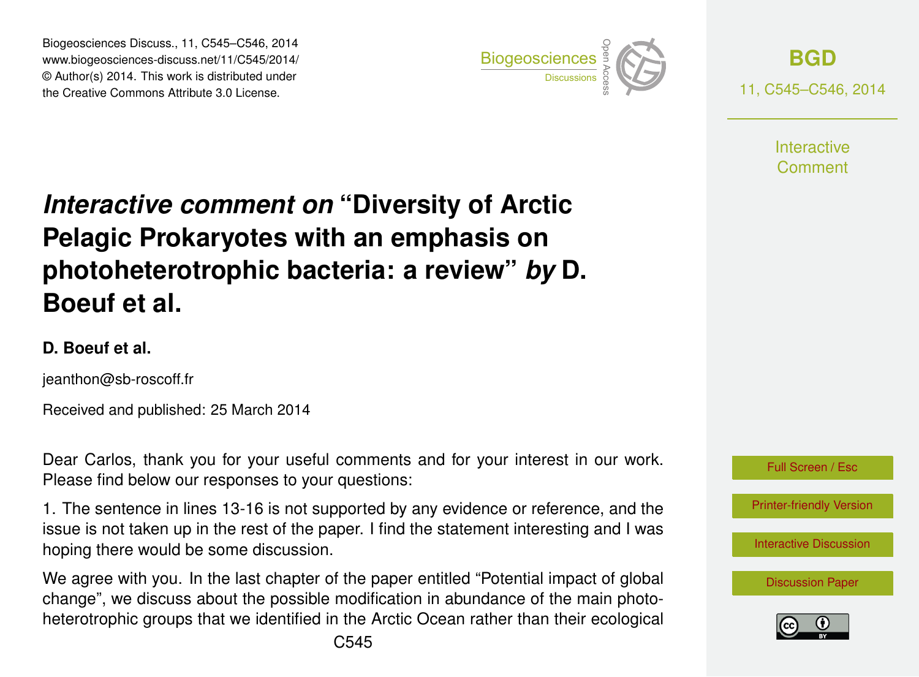Biogeosciences Discuss., 11, C545–C546, 2014
www.biogeosciences-discuss.net/11/C545/2014/
© Author(s) 2014. This work is distributed under the Creative Commons Attribute 3.0 License.

# *Interactive comment on* "Diversity of Arctic Pelagic Prokaryotes with an emphasis on photoheterotrophic bacteria: a review" *by* D. Boeuf et al.

**D. Boeuf et al.**

jeanthon@sb-roscoff.fr

Received and published: 25 March 2014

Dear Carlos, thank you for your useful comments and for your interest in our work. Please find below our responses to your questions:

1. The sentence in lines 13-16 is not supported by any evidence or reference, and the issue is not taken up in the rest of the paper. I find the statement interesting and I was hoping there would be some discussion.

We agree with you. In the last chapter of the paper entitled "Potential impact of global change", we discuss about the possible modification in abundance of the main photoheterotrophic groups that we identified in the Arctic Ocean rather than their ecological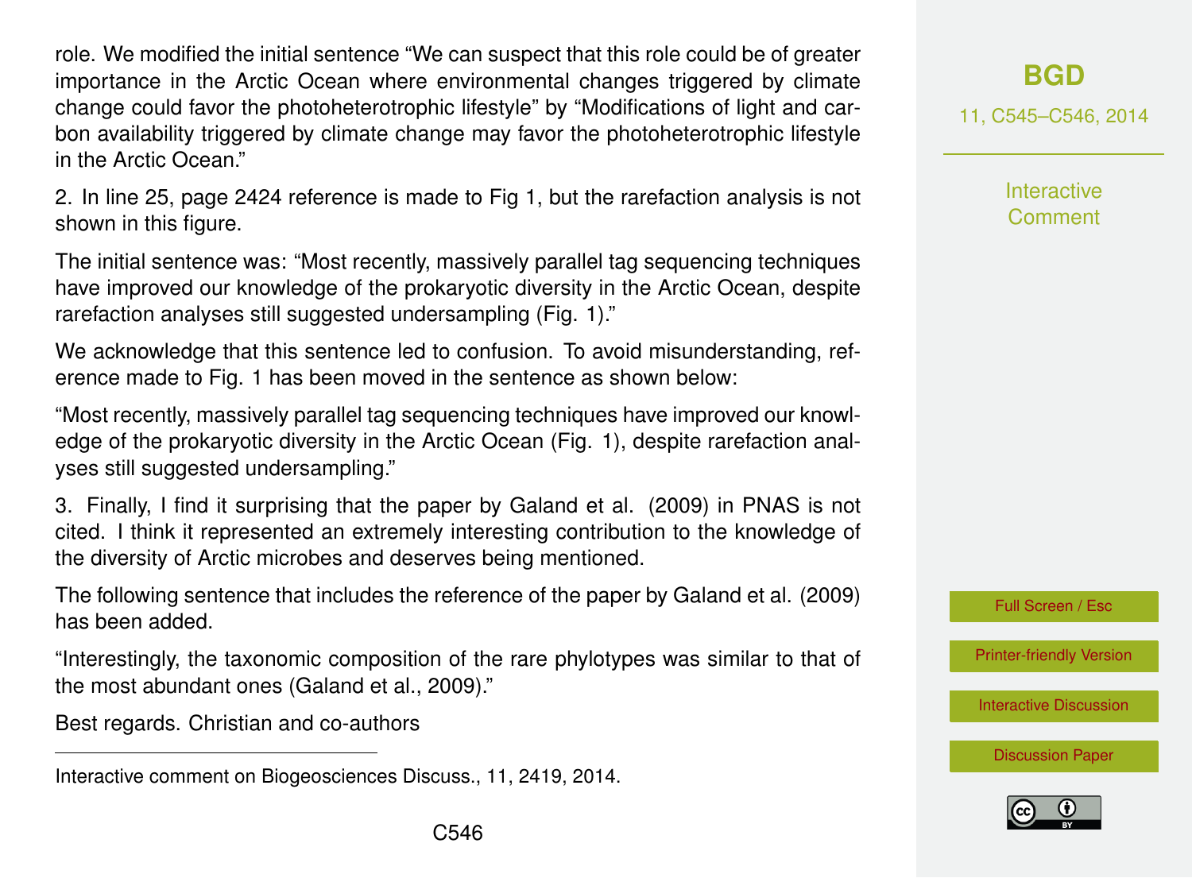role. We modified the initial sentence "We can suspect that this role could be of greater importance in the Arctic Ocean where environmental changes triggered by climate change could favor the photoheterotrophic lifestyle" by "Modifications of light and carbon availability triggered by climate change may favor the photoheterotrophic lifestyle in the Arctic Ocean."

2. In line 25, page 2424 reference is made to Fig 1, but the rarefaction analysis is not shown in this figure.

The initial sentence was: "Most recently, massively parallel tag sequencing techniques have improved our knowledge of the prokaryotic diversity in the Arctic Ocean, despite rarefaction analyses still suggested undersampling (Fig. 1)."

We acknowledge that this sentence led to confusion. To avoid misunderstanding, reference made to Fig. 1 has been moved in the sentence as shown below:

"Most recently, massively parallel tag sequencing techniques have improved our knowledge of the prokaryotic diversity in the Arctic Ocean (Fig. 1), despite rarefaction analyses still suggested undersampling."

3. Finally, I find it surprising that the paper by Galand et al. (2009) in PNAS is not cited. I think it represented an extremely interesting contribution to the knowledge of the diversity of Arctic microbes and deserves being mentioned.

The following sentence that includes the reference of the paper by Galand et al. (2009) has been added.

"Interestingly, the taxonomic composition of the rare phylotypes was similar to that of the most abundant ones (Galand et al., 2009)."

Best regards. Christian and co-authors

---

Interactive comment on Biogeosciences Discuss., 11, 2419, 2014.